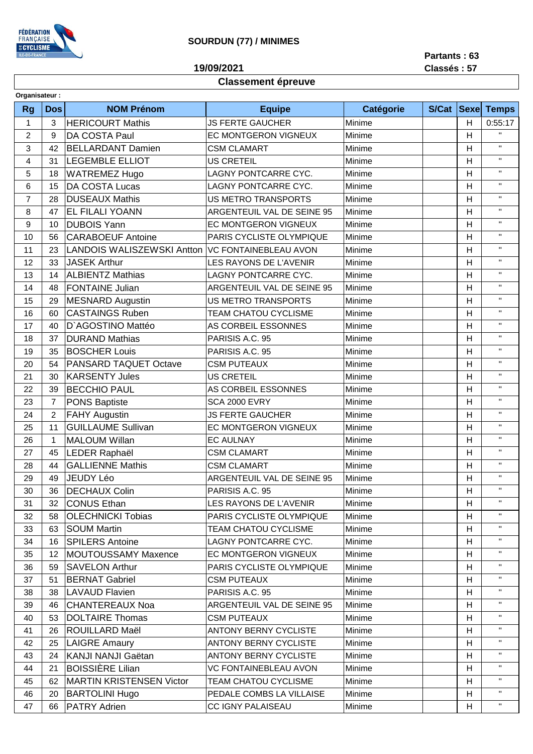**SOURDUN (77) / MINIMES**

**19/09/2021**

**Partants : 63**
**Classés : 57**

## Classement épreuve

**Organisateur :**

| Rg | Dos | NOM Prénom | Equipe | Catégorie | S/Cat | Sexe | Temps |
|---|---|---|---|---|---|---|---|
| 1 | 3 | HERICOURT Mathis | JS FERTE GAUCHER | Minime | | H | 0:55:17 |
| 2 | 9 | DA COSTA Paul | EC MONTGERON VIGNEUX | Minime | | H | " |
| 3 | 42 | BELLARDANT Damien | CSM CLAMART | Minime | | H | " |
| 4 | 31 | LEGEMBLE ELLIOT | US CRETEIL | Minime | | H | " |
| 5 | 18 | WATREMEZ Hugo | LAGNY PONTCARRE CYC. | Minime | | H | " |
| 6 | 15 | DA COSTA Lucas | LAGNY PONTCARRE CYC. | Minime | | H | " |
| 7 | 28 | DUSEAUX Mathis | US METRO TRANSPORTS | Minime | | H | " |
| 8 | 47 | EL FILALI YOANN | ARGENTEUIL VAL DE SEINE 95 | Minime | | H | " |
| 9 | 10 | DUBOIS Yann | EC MONTGERON VIGNEUX | Minime | | H | " |
| 10 | 56 | CARABOEUF Antoine | PARIS CYCLISTE OLYMPIQUE | Minime | | H | " |
| 11 | 23 | LANDOIS WALISZEWSKI Antton | VC FONTAINEBLEAU AVON | Minime | | H | " |
| 12 | 33 | JASEK Arthur | LES RAYONS DE L'AVENIR | Minime | | H | " |
| 13 | 14 | ALBIENTZ Mathias | LAGNY PONTCARRE CYC. | Minime | | H | " |
| 14 | 48 | FONTAINE Julian | ARGENTEUIL VAL DE SEINE 95 | Minime | | H | " |
| 15 | 29 | MESNARD Augustin | US METRO TRANSPORTS | Minime | | H | " |
| 16 | 60 | CASTAINGS Ruben | TEAM CHATOU CYCLISME | Minime | | H | " |
| 17 | 40 | D`AGOSTINO Mattéo | AS CORBEIL ESSONNES | Minime | | H | " |
| 18 | 37 | DURAND Mathias | PARISIS A.C. 95 | Minime | | H | " |
| 19 | 35 | BOSCHER Louis | PARISIS A.C. 95 | Minime | | H | " |
| 20 | 54 | PANSARD TAQUET Octave | CSM PUTEAUX | Minime | | H | " |
| 21 | 30 | KARSENTY Jules | US CRETEIL | Minime | | H | " |
| 22 | 39 | BECCHIO PAUL | AS CORBEIL ESSONNES | Minime | | H | " |
| 23 | 7 | PONS Baptiste | SCA 2000 EVRY | Minime | | H | " |
| 24 | 2 | FAHY Augustin | JS FERTE GAUCHER | Minime | | H | " |
| 25 | 11 | GUILLAUME Sullivan | EC MONTGERON VIGNEUX | Minime | | H | " |
| 26 | 1 | MALOUM Willan | EC AULNAY | Minime | | H | " |
| 27 | 45 | LEDER Raphaël | CSM CLAMART | Minime | | H | " |
| 28 | 44 | GALLIENNE Mathis | CSM CLAMART | Minime | | H | " |
| 29 | 49 | JEUDY Léo | ARGENTEUIL VAL DE SEINE 95 | Minime | | H | " |
| 30 | 36 | DECHAUX Colin | PARISIS A.C. 95 | Minime | | H | " |
| 31 | 32 | CONUS Ethan | LES RAYONS DE L'AVENIR | Minime | | H | " |
| 32 | 58 | OLECHNICKI Tobias | PARIS CYCLISTE OLYMPIQUE | Minime | | H | " |
| 33 | 63 | SOUM Martin | TEAM CHATOU CYCLISME | Minime | | H | " |
| 34 | 16 | SPILERS Antoine | LAGNY PONTCARRE CYC. | Minime | | H | " |
| 35 | 12 | MOUTOUSSAMY Maxence | EC MONTGERON VIGNEUX | Minime | | H | " |
| 36 | 59 | SAVELON Arthur | PARIS CYCLISTE OLYMPIQUE | Minime | | H | " |
| 37 | 51 | BERNAT Gabriel | CSM PUTEAUX | Minime | | H | " |
| 38 | 38 | LAVAUD Flavien | PARISIS A.C. 95 | Minime | | H | " |
| 39 | 46 | CHANTEREAUX Noa | ARGENTEUIL VAL DE SEINE 95 | Minime | | H | " |
| 40 | 53 | DOLTAIRE Thomas | CSM PUTEAUX | Minime | | H | " |
| 41 | 26 | ROUILLARD Maël | ANTONY BERNY CYCLISTE | Minime | | H | " |
| 42 | 25 | LAIGRE Amaury | ANTONY BERNY CYCLISTE | Minime | | H | " |
| 43 | 24 | KANJI NANJI Gaëtan | ANTONY BERNY CYCLISTE | Minime | | H | " |
| 44 | 21 | BOISSIÈRE Lilian | VC FONTAINEBLEAU AVON | Minime | | H | " |
| 45 | 62 | MARTIN KRISTENSEN Victor | TEAM CHATOU CYCLISME | Minime | | H | " |
| 46 | 20 | BARTOLINI Hugo | PEDALE COMBS LA VILLAISE | Minime | | H | " |
| 47 | 66 | PATRY Adrien | CC IGNY PALAISEAU | Minime | | H | " |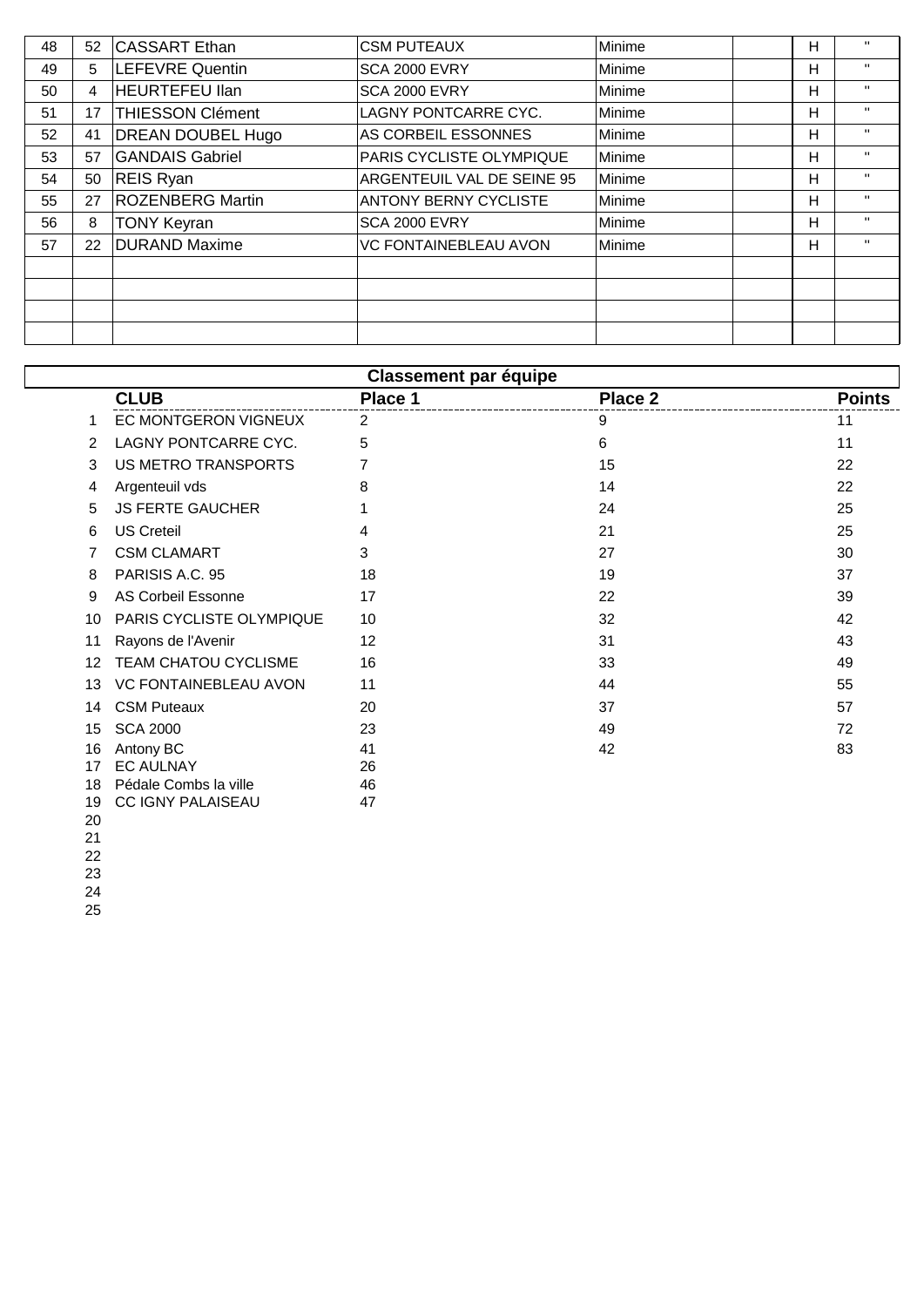| | | | | | | | |
|---|---|---|---|---|---|---|---|
| 48 | 52 | CASSART Ethan | CSM PUTEAUX | Minime | | H | " |
| 49 | 5 | LEFEVRE Quentin | SCA 2000 EVRY | Minime | | H | " |
| 50 | 4 | HEURTEFEU Ilan | SCA 2000 EVRY | Minime | | H | " |
| 51 | 17 | THIESSON Clément | LAGNY PONTCARRE CYC. | Minime | | H | " |
| 52 | 41 | DREAN DOUBEL Hugo | AS CORBEIL ESSONNES | Minime | | H | " |
| 53 | 57 | GANDAIS Gabriel | PARIS CYCLISTE OLYMPIQUE | Minime | | H | " |
| 54 | 50 | REIS Ryan | ARGENTEUIL VAL DE SEINE 95 | Minime | | H | " |
| 55 | 27 | ROZENBERG Martin | ANTONY BERNY CYCLISTE | Minime | | H | " |
| 56 | 8 | TONY Keyran | SCA 2000 EVRY | Minime | | H | " |
| 57 | 22 | DURAND Maxime | VC FONTAINEBLEAU AVON | Minime | | H | " |
| | | | | | | | |
| | | | | | | | |
| | | | | | | | |
| | | | | | | | |

## Classement par équipe

| | CLUB | Place 1 | Place 2 | Points |
|---|---|---|---|---|
| 1 | EC MONTGERON VIGNEUX | 2 | 9 | 11 |
| 2 | LAGNY PONTCARRE CYC. | 5 | 6 | 11 |
| 3 | US METRO TRANSPORTS | 7 | 15 | 22 |
| 4 | Argenteuil vds | 8 | 14 | 22 |
| 5 | JS FERTE GAUCHER | 1 | 24 | 25 |
| 6 | US Creteil | 4 | 21 | 25 |
| 7 | CSM CLAMART | 3 | 27 | 30 |
| 8 | PARISIS A.C. 95 | 18 | 19 | 37 |
| 9 | AS Corbeil Essonne | 17 | 22 | 39 |
| 10 | PARIS CYCLISTE OLYMPIQUE | 10 | 32 | 42 |
| 11 | Rayons de l'Avenir | 12 | 31 | 43 |
| 12 | TEAM CHATOU CYCLISME | 16 | 33 | 49 |
| 13 | VC FONTAINEBLEAU AVON | 11 | 44 | 55 |
| 14 | CSM Puteaux | 20 | 37 | 57 |
| 15 | SCA 2000 | 23 | 49 | 72 |
| 16 | Antony BC | 41 | 42 | 83 |
| 17 | EC AULNAY | 26 | | |
| 18 | Pédale Combs la ville | 46 | | |
| 19 | CC IGNY PALAISEAU | 47 | | |
| 20 | | | | |
| 21 | | | | |
| 22 | | | | |
| 23 | | | | |
| 24 | | | | |
| 25 | | | | |